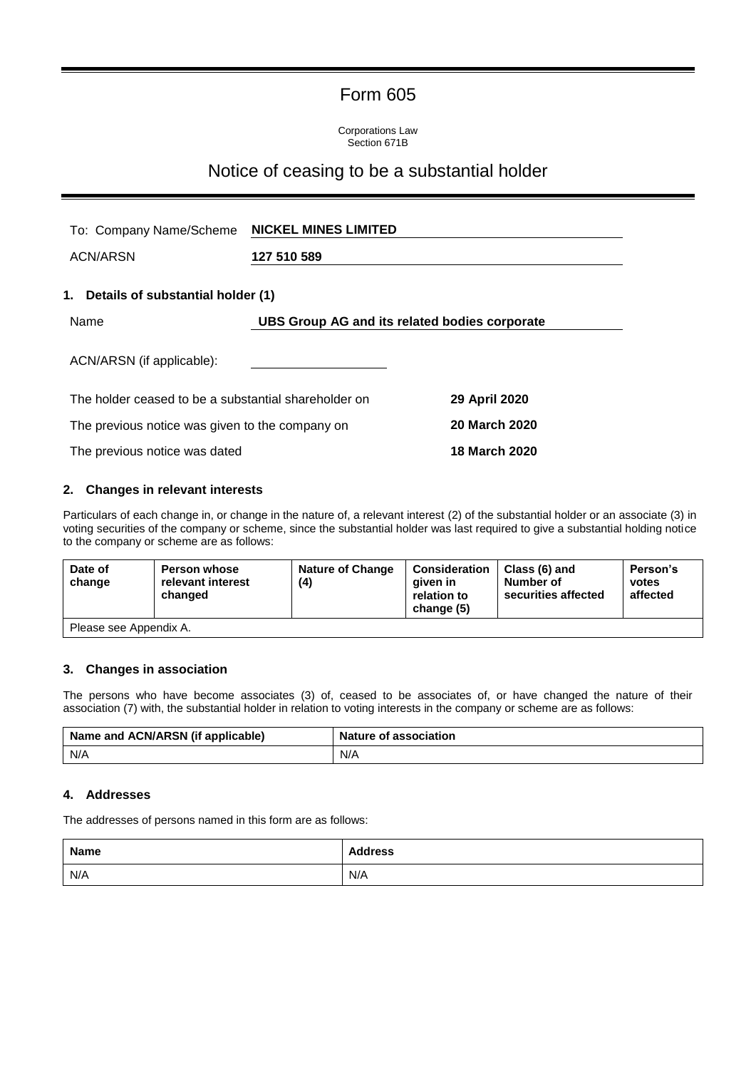# Form 605

Corporations Law
Section 671B

## Notice of ceasing to be a substantial holder

| | |
|---|---|
| To: Company Name/Scheme | **NICKEL MINES LIMITED** |
| ACN/ARSN | **127 510 589** |

### 1. Details of substantial holder (1)

| | |
|---|---|
| Name | **UBS Group AG and its related bodies corporate** |
| ACN/ARSN (if applicable): | |

| | |
|---|---|
| The holder ceased to be a substantial shareholder on | **29 April 2020** |
| The previous notice was given to the company on | **20 March 2020** |
| The previous notice was dated | **18 March 2020** |

### 2. Changes in relevant interests

Particulars of each change in, or change in the nature of, a relevant interest (2) of the substantial holder or an associate (3) in voting securities of the company or scheme, since the substantial holder was last required to give a substantial holding notice to the company or scheme are as follows:

| Date of change | Person whose relevant interest changed | Nature of Change (4) | Consideration given in relation to change (5) | Class (6) and Number of securities affected | Person's votes affected |
|---|---|---|---|---|---|
| Please see Appendix A. | | | | | |

### 3. Changes in association

The persons who have become associates (3) of, ceased to be associates of, or have changed the nature of their association (7) with, the substantial holder in relation to voting interests in the company or scheme are as follows:

| Name and ACN/ARSN (if applicable) | Nature of association |
|---|---|
| N/A | N/A |

### 4. Addresses

The addresses of persons named in this form are as follows:

| Name | Address |
|---|---|
| N/A | N/A |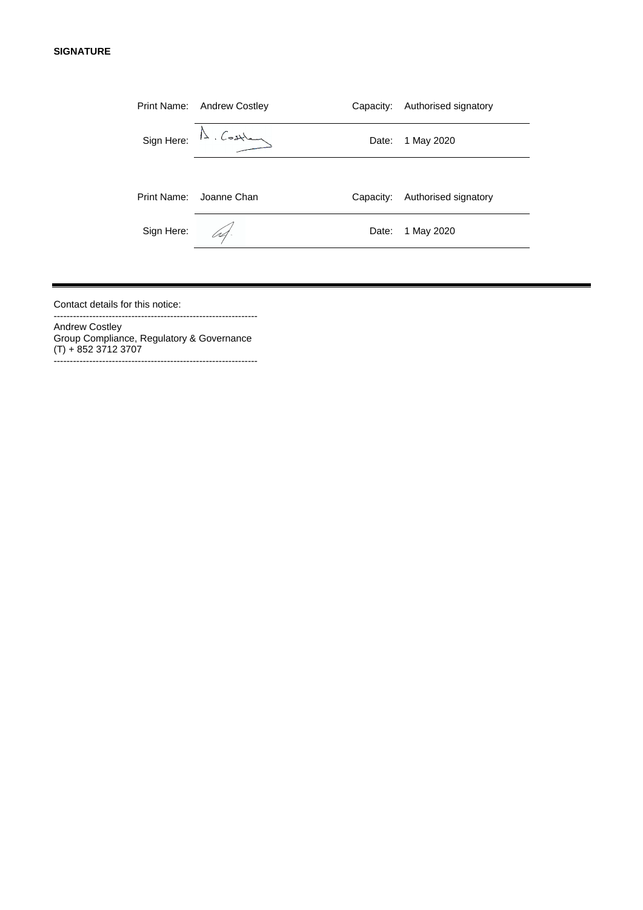**SIGNATURE**

| Print Name: | Andrew Costley | Capacity: | Authorised signatory |
|---|---|---|---|
| Sign Here: | A. Costley | Date: | 1 May 2020 |
| Print Name: | Joanne Chan | Capacity: | Authorised signatory |
| Sign Here: | | Date: | 1 May 2020 |

---

Contact details for this notice:

--------------------------------------------------------------

Andrew Costley
Group Compliance, Regulatory & Governance
(T) + 852 3712 3707

--------------------------------------------------------------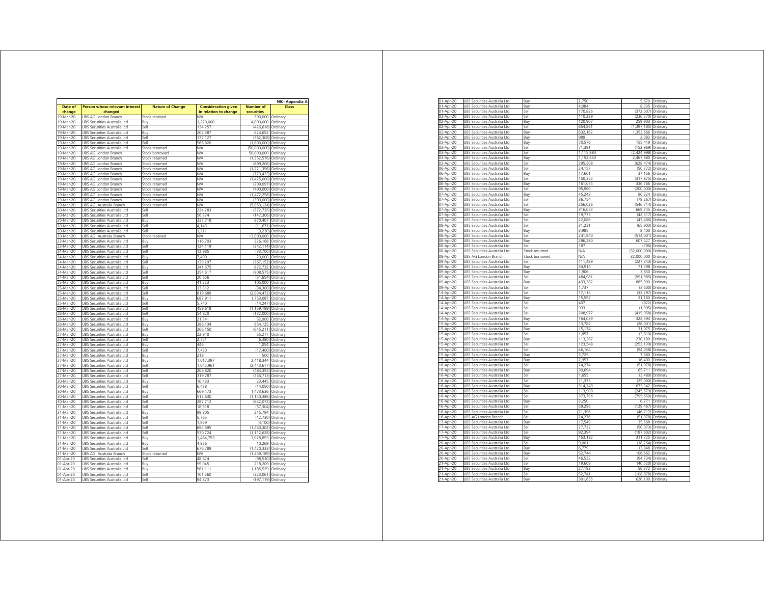NIC- Appendix A

| Date of change | Person whose relevant interest changed | Nature of Change | Consideration given in relation to change | Number of securities | Class |
|---|---|---|---|---|---|
| 19-Mar-20 | UBS AG London Branch | Stock received | N/A | 390,000 | Ordinary |
| 19-Mar-20 | UBS Securities Australia Ltd | Buy | 1,220,000 | 4,000,000 | Ordinary |
| 19-Mar-20 | UBS Securities Australia Ltd | Sell | 134,257 | (426,618) | Ordinary |
| 19-Mar-20 | UBS Securities Australia Ltd | Buy | 202,387 | 624,652 | Ordinary |
| 19-Mar-20 | UBS Securities Australia Ltd | Sell | 177,127 | (562,308) | Ordinary |
| 19-Mar-20 | UBS Securities Australia Ltd | Sell | 566,820 | (1,800,000) | Ordinary |
| 19-Mar-20 | UBS Securities Australia Ltd | Stock returned | N/A | (50,000,000) | Ordinary |
| 19-Mar-20 | UBS AG London Branch | Stock borrowed | N/A | 50,000,000 | Ordinary |
| 19-Mar-20 | UBS AG London Branch | Stock returned | N/A | (1,352,576) | Ordinary |
| 19-Mar-20 | UBS AG London Branch | Stock returned | N/A | (699,206) | Ordinary |
| 19-Mar-20 | UBS AG London Branch | Stock returned | N/A | (1,221,356) | Ordinary |
| 19-Mar-20 | UBS AG London Branch | Stock returned | N/A | (779,433) | Ordinary |
| 19-Mar-20 | UBS AG London Branch | Stock returned | N/A | (1,425,000) | Ordinary |
| 19-Mar-20 | UBS AG London Branch | Stock returned | N/A | (209,097) | Ordinary |
| 19-Mar-20 | UBS AG London Branch | Stock returned | N/A | (490,000) | Ordinary |
| 19-Mar-20 | UBS AG London Branch | Stock returned | N/A | (1,472,258) | Ordinary |
| 19-Mar-20 | UBS AG London Branch | Stock returned | N/A | (390,000) | Ordinary |
| 19-Mar-20 | UBS AG, Australia Branch | Stock returned | N/A | (5,053,124) | Ordinary |
| 20-Mar-20 | UBS Securities Australia Ltd | Sell | 224,283 | (572,735) | Ordinary |
| 20-Mar-20 | UBS Securities Australia Ltd | Sell | 56,374 | (147,306) | Ordinary |
| 20-Mar-20 | UBS Securities Australia Ltd | Buy | 337,718 | 870,407 | Ordinary |
| 20-Mar-20 | UBS Securities Australia Ltd | Sell | 4,143 | (11,671) | Ordinary |
| 20-Mar-20 | UBS Securities Australia Ltd | Sell | 1,211 | (3,230) | Ordinary |
| 20-Mar-20 | UBS AG, Australia Branch | Stock received | N/A | 13,000,000 | Ordinary |
| 23-Mar-20 | UBS Securities Australia Ltd | Buy | 116,703 | 326,168 | Ordinary |
| 23-Mar-20 | UBS Securities Australia Ltd | Sell | 124,119 | (342,114) | Ordinary |
| 24-Mar-20 | UBS Securities Australia Ltd | Sell | 12,985 | (33,700) | Ordinary |
| 24-Mar-20 | UBS Securities Australia Ltd | Buy | 7,490 | 20,000 | Ordinary |
| 24-Mar-20 | UBS Securities Australia Ltd | Sell | 139,297 | (367,152) | Ordinary |
| 24-Mar-20 | UBS Securities Australia Ltd | Buy | 341,675 | 872,732 | Ordinary |
| 24-Mar-20 | UBS Securities Australia Ltd | Sell | 354,617 | (908,575) | Ordinary |
| 24-Mar-20 | UBS Securities Australia Ltd | Sell | 20,656 | (51,654) | Ordinary |
| 25-Mar-20 | UBS Securities Australia Ltd | Buy | 41,223 | 105,000 | Ordinary |
| 25-Mar-20 | UBS Securities Australia Ltd | Sell | 13,312 | (34,300) | Ordinary |
| 25-Mar-20 | UBS Securities Australia Ltd | Sell | 819,689 | (2,034,472) | Ordinary |
| 25-Mar-20 | UBS Securities Australia Ltd | Buy | 687,911 | 1,753,087 | Ordinary |
| 25-Mar-20 | UBS Securities Australia Ltd | Sell | 5,740 | (14,247) | Ordinary |
| 26-Mar-20 | UBS Securities Australia Ltd | Sell | 459,618 | (1,159,189) | Ordinary |
| 26-Mar-20 | UBS Securities Australia Ltd | Sell | 54,820 | (132,000) | Ordinary |
| 26-Mar-20 | UBS Securities Australia Ltd | Buy | 21,341 | 52,000 | Ordinary |
| 26-Mar-20 | UBS Securities Australia Ltd | Buy | 386,134 | 954,125 | Ordinary |
| 26-Mar-20 | UBS Securities Australia Ltd | Sell | 266,150 | (645,211) | Ordinary |
| 27-Mar-20 | UBS Securities Australia Ltd | Buy | 22,940 | 55,277 | Ordinary |
| 27-Mar-20 | UBS Securities Australia Ltd | Sell | 2,751 | (6,380) | Ordinary |
| 27-Mar-20 | UBS Securities Australia Ltd | Buy | 446 | 1,054 | Ordinary |
| 27-Mar-20 | UBS Securities Australia Ltd | Sell | 7,430 | (17,400) | Ordinary |
| 27-Mar-20 | UBS Securities Australia Ltd | Buy | 218 | 500 | Ordinary |
| 27-Mar-20 | UBS Securities Australia Ltd | Buy | 1,017,397 | 2,418,344 | Ordinary |
| 27-Mar-20 | UBS Securities Australia Ltd | Sell | 1,042,961 | (2,443,677) | Ordinary |
| 27-Mar-20 | UBS Securities Australia Ltd | Sell | 206,820 | (484,355) | Ordinary |
| 27-Mar-20 | UBS Securities Australia Ltd | Sell | 319,787 | (756,713) | Ordinary |
| 30-Mar-20 | UBS Securities Australia Ltd | Buy | 10,433 | 23,445 | Ordinary |
| 30-Mar-20 | UBS Securities Australia Ltd | Sell | 6,438 | (14,050) | Ordinary |
| 30-Mar-20 | UBS Securities Australia Ltd | Buy | 669,473 | 1,473,636 | Ordinary |
| 30-Mar-20 | UBS Securities Australia Ltd | Sell | 513,630 | (1,140,386) | Ordinary |
| 30-Mar-20 | UBS Securities Australia Ltd | Sell | 287,712 | (642,072) | Ordinary |
| 31-Mar-20 | UBS Securities Australia Ltd | Sell | 18,518 | (37,304) | Ordinary |
| 31-Mar-20 | UBS Securities Australia Ltd | Buy | 99,805 | 215,794 | Ordinary |
| 31-Mar-20 | UBS Securities Australia Ltd | Sell | 5,765 | (12,730) | Ordinary |
| 31-Mar-20 | UBS Securities Australia Ltd | Sell | 1,959 | (4,100) | Ordinary |
| 31-Mar-20 | UBS Securities Australia Ltd | Sell | 694,695 | (1,450,302) | Ordinary |
| 31-Mar-20 | UBS Securities Australia Ltd | Sell | 530,724 | (1,112,628) | Ordinary |
| 31-Mar-20 | UBS Securities Australia Ltd | Buy | 1,464,753 | 3,028,853 | Ordinary |
| 31-Mar-20 | UBS Securities Australia Ltd | Buy | 4,826 | 10,269 | Ordinary |
| 31-Mar-20 | UBS Securities Australia Ltd | Sell | 676,789 | (1,420,333) | Ordinary |
| 31-Mar-20 | UBS AG, Australia Branch | Stock returned | N/A | (1,259,189) | Ordinary |
| 01-Apr-20 | UBS Securities Australia Ltd | Sell | 48,674 | (98,530) | Ordinary |
| 01-Apr-20 | UBS Securities Australia Ltd | Buy | 99,045 | 218,209 | Ordinary |
| 01-Apr-20 | UBS Securities Australia Ltd | Buy | 561,111 | 1,185,529 | Ordinary |
| 01-Apr-20 | UBS Securities Australia Ltd | Sell | 101,560 | (223,061) | Ordinary |
| 01-Apr-20 | UBS Securities Australia Ltd | Sell | 94,873 | (197,119) | Ordinary |
| 01-Apr-20 | UBS Securities Australia Ltd | Buy | 2,750 | 5,670 | Ordinary |
| 01-Apr-20 | UBS Securities Australia Ltd | Buy | 4,084 | 8,335 | Ordinary |
| 01-Apr-20 | UBS Securities Australia Ltd | Sell | 170,826 | (372,007) | Ordinary |
| 02-Apr-20 | UBS Securities Australia Ltd | Sell | 110,289 | (236,570) | Ordinary |
| 02-Apr-20 | UBS Securities Australia Ltd | Buy | 120,907 | 259,903 | Ordinary |
| 02-Apr-20 | UBS Securities Australia Ltd | Sell | 654,861 | (1,397,185) | Ordinary |
| 02-Apr-20 | UBS Securities Australia Ltd | Buy | 632,162 | 1,353,666 | Ordinary |
| 02-Apr-20 | UBS Securities Australia Ltd | Buy | 989 | 2,082 | Ordinary |
| 03-Apr-20 | UBS Securities Australia Ltd | Buy | 70,576 | 155,419 | Ordinary |
| 03-Apr-20 | UBS Securities Australia Ltd | Sell | 71,391 | (152,969) | Ordinary |
| 03-Apr-20 | UBS Securities Australia Ltd | Sell | 1,115,984 | (2,424,998) | Ordinary |
| 03-Apr-20 | UBS Securities Australia Ltd | Buy | 1,152,653 | 2,467,680 | Ordinary |
| 03-Apr-20 | UBS Securities Australia Ltd | Sell | 295,508 | (628,474) | Ordinary |
| 06-Apr-20 | UBS Securities Australia Ltd | Sell | 24,157 | (50,772) | Ordinary |
| 06-Apr-20 | UBS Securities Australia Ltd | Buy | 17,601 | 37,156 | Ordinary |
| 06-Apr-20 | UBS Securities Australia Ltd | Sell | 150,355 | (317,875) | Ordinary |
| 06-Apr-20 | UBS Securities Australia Ltd | Buy | 161,075 | 336,766 | Ordinary |
| 06-Apr-20 | UBS Securities Australia Ltd | Sell | 95,960 | (200,000) | Ordinary |
| 07-Apr-20 | UBS Securities Australia Ltd | Buy | 45,243 | 96,324 | Ordinary |
| 07-Apr-20 | UBS Securities Australia Ltd | Sell | 36,754 | (78,267) | Ordinary |
| 07-Apr-20 | UBS Securities Australia Ltd | Sell | 256,026 | (546,714) | Ordinary |
| 07-Apr-20 | UBS Securities Australia Ltd | Buy | 316,053 | 669,745 | Ordinary |
| 07-Apr-20 | UBS Securities Australia Ltd | Sell | 19,775 | (42,517) | Ordinary |
| 07-Apr-20 | UBS Securities Australia Ltd | Sell | 22,086 | (47,486) | Ordinary |
| 08-Apr-20 | UBS Securities Australia Ltd | Sell | 31,231 | (65,903) | Ordinary |
| 08-Apr-20 | UBS Securities Australia Ltd | Buy | 3,985 | 8,400 | Ordinary |
| 08-Apr-20 | UBS Securities Australia Ltd | Sell | 241,940 | (514,001) | Ordinary |
| 08-Apr-20 | UBS Securities Australia Ltd | Buy | 286,280 | 607,427 | Ordinary |
| 08-Apr-20 | UBS Securities Australia Ltd | Sell | 187 | (396) | Ordinary |
| 08-Apr-20 | UBS Securities Australia Ltd | Stock returned | N/A | (32,000,000) | Ordinary |
| 08-Apr-20 | UBS AG London Branch | Stock borrowed | N/A | 32,000,000 | Ordinary |
| 09-Apr-20 | UBS Securities Australia Ltd | Sell | 111,489 | (227,343) | Ordinary |
| 09-Apr-20 | UBS Securities Australia Ltd | Buy | 34,914 | 71,398 | Ordinary |
| 09-Apr-20 | UBS Securities Australia Ltd | Buy | 1,906 | 3,850 | Ordinary |
| 09-Apr-20 | UBS Securities Australia Ltd | Sell | 484,981 | (991,985) | Ordinary |
| 09-Apr-20 | UBS Securities Australia Ltd | Buy | 433,382 | 885,900 | Ordinary |
| 09-Apr-20 | UBS Securities Australia Ltd | Sell | 1,737 | (3,600) | Ordinary |
| 14-Apr-20 | UBS Securities Australia Ltd | Sell | 17,115 | (33,797) | Ordinary |
| 14-Apr-20 | UBS Securities Australia Ltd | Buy | 15,592 | 31,160 | Ordinary |
| 14-Apr-20 | UBS Securities Australia Ltd | Sell | 407 | (822) | Ordinary |
| 14-Apr-20 | UBS Securities Australia Ltd | Sell | 933 | (1,905) | Ordinary |
| 14-Apr-20 | UBS Securities Australia Ltd | Sell | 208,977 | (415,958) | Ordinary |
| 14-Apr-20 | UBS Securities Australia Ltd | Buy | 164,039 | 322,594 | Ordinary |
| 15-Apr-20 | UBS Securities Australia Ltd | Sell | 13,782 | (28,001) | Ordinary |
| 15-Apr-20 | UBS Securities Australia Ltd | Buy | 15,174 | 31,075 | Ordinary |
| 15-Apr-20 | UBS Securities Australia Ltd | Sell | 1,857 | (3,810) | Ordinary |
| 15-Apr-20 | UBS Securities Australia Ltd | Buy | 113,387 | 230,180 | Ordinary |
| 15-Apr-20 | UBS Securities Australia Ltd | Sell | 123,548 | (252,139) | Ordinary |
| 15-Apr-20 | UBS Securities Australia Ltd | Sell | 46,164 | (94,058) | Ordinary |
| 15-Apr-20 | UBS Securities Australia Ltd | Buy | 3,725 | 7,680 | Ordinary |
| 15-Apr-20 | UBS Securities Australia Ltd | Buy | 7,957 | 16,400 | Ordinary |
| 16-Apr-20 | UBS Securities Australia Ltd | Sell | 24,274 | (51,978) | Ordinary |
| 16-Apr-20 | UBS Securities Australia Ltd | Buy | 30,694 | 65,711 | Ordinary |
| 16-Apr-20 | UBS Securities Australia Ltd | Sell | 1,655 | (3,480) | Ordinary |
| 16-Apr-20 | UBS Securities Australia Ltd | Sell | 11,375 | (25,000) | Ordinary |
| 16-Apr-20 | UBS Securities Australia Ltd | Buy | 314,249 | 673,342 | Ordinary |
| 16-Apr-20 | UBS Securities Australia Ltd | Sell | 113,900 | (245,579) | Ordinary |
| 16-Apr-20 | UBS Securities Australia Ltd | Sell | 373,796 | (795,650) | Ordinary |
| 16-Apr-20 | UBS Securities Australia Ltd | Buy | 3,250 | 6,771 | Ordinary |
| 16-Apr-20 | UBS Securities Australia Ltd | Sell | 59,296 | (129,467) | Ordinary |
| 16-Apr-20 | UBS Securities Australia Ltd | Sell | 21,396 | (46,717) | Ordinary |
| 16-Apr-20 | UBS AG London Branch | Sell | 24,276 | (51,978) | Ordinary |
| 17-Apr-20 | UBS Securities Australia Ltd | Buy | 17,549 | 35,568 | Ordinary |
| 17-Apr-20 | UBS Securities Australia Ltd | Sell | 27,722 | (56,073) | Ordinary |
| 17-Apr-20 | UBS Securities Australia Ltd | Sell | 92,394 | (187,602) | Ordinary |
| 17-Apr-20 | UBS Securities Australia Ltd | Buy | 153,182 | 311,725 | Ordinary |
| 20-Apr-20 | UBS Securities Australia Ltd | Sell | 9,001 | (18,264) | Ordinary |
| 20-Apr-20 | UBS Securities Australia Ltd | Buy | 6,779 | 13,848 | Ordinary |
| 20-Apr-20 | UBS Securities Australia Ltd | Buy | 52,744 | 106,662 | Ordinary |
| 20-Apr-20 | UBS Securities Australia Ltd | Sell | 46,533 | (94,734) | Ordinary |
| 21-Apr-20 | UBS Securities Australia Ltd | Sell | 19,608 | (40,520) | Ordinary |
| 21-Apr-20 | UBS Securities Australia Ltd | Buy | 27,183 | 56,372 | Ordinary |
| 21-Apr-20 | UBS Securities Australia Ltd | Sell | 52,741 | (108,878) | Ordinary |
| 21-Apr-20 | UBS Securities Australia Ltd | Buy | 301,655 | 626,100 | Ordinary |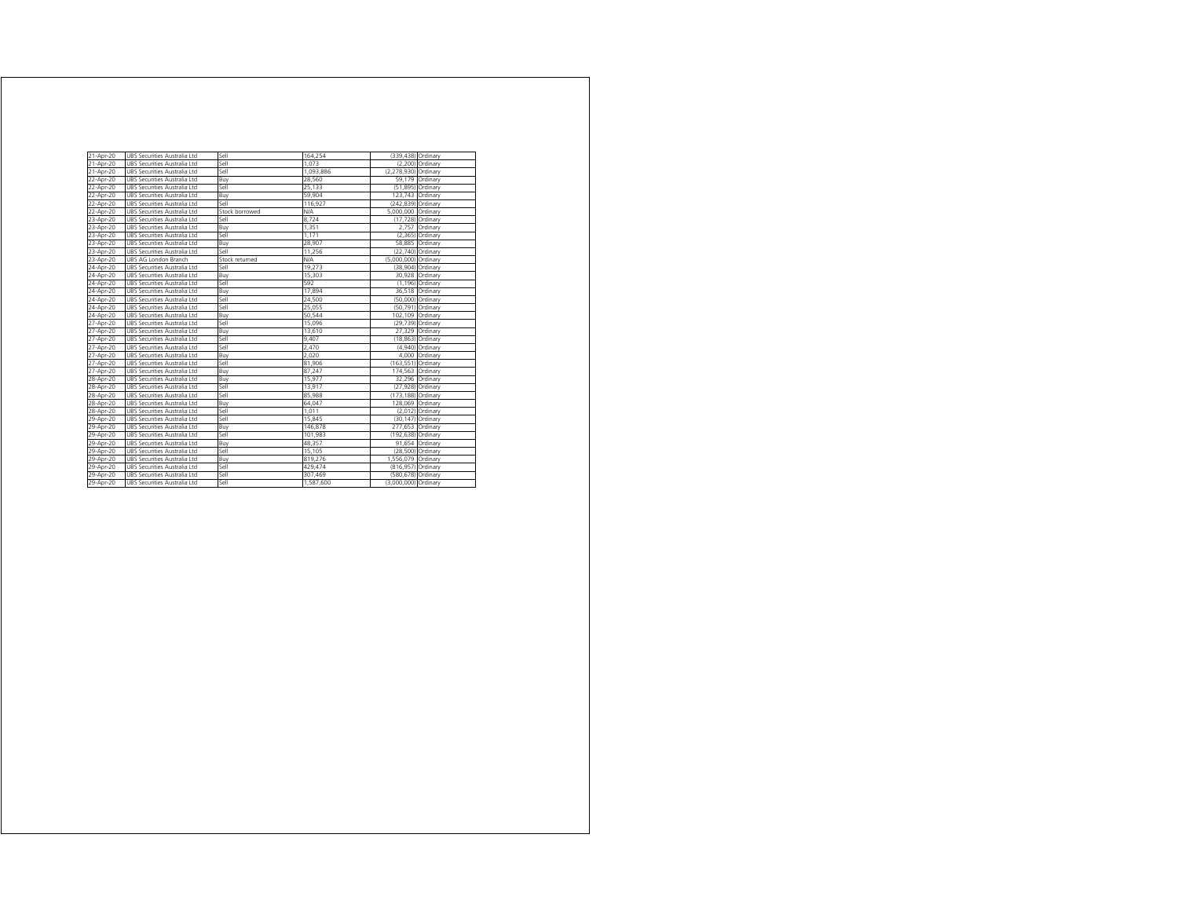| | | | | | |
|---|---|---|---|---|---|
| 21-Apr-20 | UBS Securities Australia Ltd | Sell | 164,254 | (339,438) | Ordinary |
| 21-Apr-20 | UBS Securities Australia Ltd | Sell | 1,073 | (2,200) | Ordinary |
| 21-Apr-20 | UBS Securities Australia Ltd | Sell | 1,093,886 | (2,278,930) | Ordinary |
| 22-Apr-20 | UBS Securities Australia Ltd | Buy | 28,560 | 59,179 | Ordinary |
| 22-Apr-20 | UBS Securities Australia Ltd | Sell | 25,133 | (51,895) | Ordinary |
| 22-Apr-20 | UBS Securities Australia Ltd | Buy | 59,904 | 123,743 | Ordinary |
| 22-Apr-20 | UBS Securities Australia Ltd | Sell | 116,927 | (242,839) | Ordinary |
| 22-Apr-20 | UBS Securities Australia Ltd | Stock borrowed | N/A | 5,000,000 | Ordinary |
| 23-Apr-20 | UBS Securities Australia Ltd | Sell | 8,724 | (17,728) | Ordinary |
| 23-Apr-20 | UBS Securities Australia Ltd | Buy | 1,351 | 2,757 | Ordinary |
| 23-Apr-20 | UBS Securities Australia Ltd | Sell | 1,171 | (2,365) | Ordinary |
| 23-Apr-20 | UBS Securities Australia Ltd | Buy | 28,907 | 58,885 | Ordinary |
| 23-Apr-20 | UBS Securities Australia Ltd | Sell | 11,256 | (22,740) | Ordinary |
| 23-Apr-20 | UBS AG London Branch | Stock returned | N/A | (5,000,000) | Ordinary |
| 24-Apr-20 | UBS Securities Australia Ltd | Sell | 19,273 | (38,904) | Ordinary |
| 24-Apr-20 | UBS Securities Australia Ltd | Buy | 15,303 | 30,928 | Ordinary |
| 24-Apr-20 | UBS Securities Australia Ltd | Sell | 592 | (1,196) | Ordinary |
| 24-Apr-20 | UBS Securities Australia Ltd | Buy | 17,894 | 36,518 | Ordinary |
| 24-Apr-20 | UBS Securities Australia Ltd | Sell | 24,500 | (50,000) | Ordinary |
| 24-Apr-20 | UBS Securities Australia Ltd | Sell | 25,055 | (50,791) | Ordinary |
| 24-Apr-20 | UBS Securities Australia Ltd | Buy | 50,544 | 102,109 | Ordinary |
| 27-Apr-20 | UBS Securities Australia Ltd | Sell | 15,096 | (29,739) | Ordinary |
| 27-Apr-20 | UBS Securities Australia Ltd | Buy | 13,610 | 27,329 | Ordinary |
| 27-Apr-20 | UBS Securities Australia Ltd | Sell | 9,407 | (18,863) | Ordinary |
| 27-Apr-20 | UBS Securities Australia Ltd | Sell | 2,470 | (4,940) | Ordinary |
| 27-Apr-20 | UBS Securities Australia Ltd | Buy | 2,020 | 4,000 | Ordinary |
| 27-Apr-20 | UBS Securities Australia Ltd | Sell | 81,906 | (163,551) | Ordinary |
| 27-Apr-20 | UBS Securities Australia Ltd | Buy | 87,247 | 174,563 | Ordinary |
| 28-Apr-20 | UBS Securities Australia Ltd | Buy | 15,977 | 32,296 | Ordinary |
| 28-Apr-20 | UBS Securities Australia Ltd | Sell | 13,917 | (27,928) | Ordinary |
| 28-Apr-20 | UBS Securities Australia Ltd | Sell | 85,988 | (173,188) | Ordinary |
| 28-Apr-20 | UBS Securities Australia Ltd | Buy | 64,047 | 128,069 | Ordinary |
| 28-Apr-20 | UBS Securities Australia Ltd | Sell | 1,011 | (2,012) | Ordinary |
| 29-Apr-20 | UBS Securities Australia Ltd | Sell | 15,845 | (30,147) | Ordinary |
| 29-Apr-20 | UBS Securities Australia Ltd | Buy | 146,878 | 277,653 | Ordinary |
| 29-Apr-20 | UBS Securities Australia Ltd | Sell | 101,983 | (192,638) | Ordinary |
| 29-Apr-20 | UBS Securities Australia Ltd | Buy | 48,357 | 91,654 | Ordinary |
| 29-Apr-20 | UBS Securities Australia Ltd | Sell | 15,105 | (28,500) | Ordinary |
| 29-Apr-20 | UBS Securities Australia Ltd | Buy | 819,276 | 1,556,079 | Ordinary |
| 29-Apr-20 | UBS Securities Australia Ltd | Sell | 429,474 | (816,957) | Ordinary |
| 29-Apr-20 | UBS Securities Australia Ltd | Sell | 307,469 | (580,678) | Ordinary |
| 29-Apr-20 | UBS Securities Australia Ltd | Sell | 1,587,600 | (3,000,000) | Ordinary |